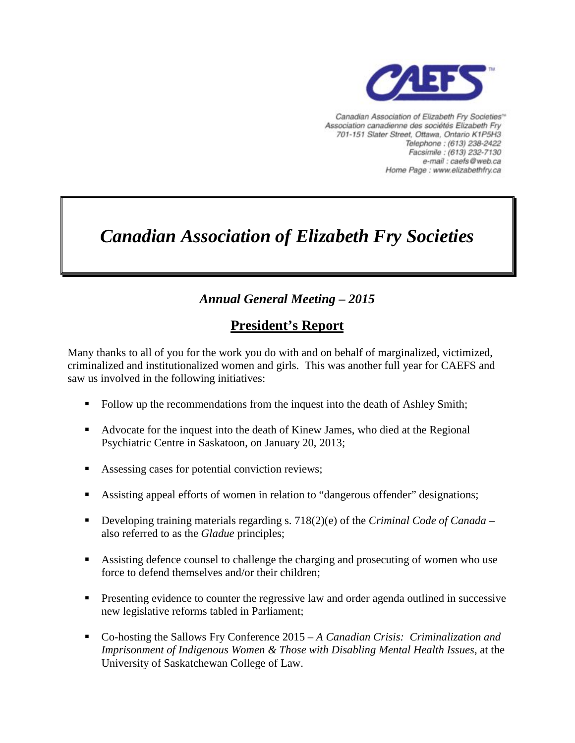CAEFS™

Canadian Association of Elizabeth Fry Societies™
Association canadienne des sociétés Elizabeth Fry
701-151 Slater Street, Ottawa, Ontario K1P5H3
Telephone : (613) 238-2422
Facsimile : (613) 232-7130
e-mail : caefs@web.ca
Home Page : www.elizabethfry.ca

# *Canadian Association of Elizabeth Fry Societies*

## *Annual General Meeting – 2015*

## **President's Report**

Many thanks to all of you for the work you do with and on behalf of marginalized, victimized, criminalized and institutionalized women and girls. This was another full year for CAEFS and saw us involved in the following initiatives:

- Follow up the recommendations from the inquest into the death of Ashley Smith;
- Advocate for the inquest into the death of Kinew James, who died at the Regional Psychiatric Centre in Saskatoon, on January 20, 2013;
- Assessing cases for potential conviction reviews;
- Assisting appeal efforts of women in relation to "dangerous offender" designations;
- Developing training materials regarding s. 718(2)(e) of the *Criminal Code of Canada* – also referred to as the *Gladue* principles;
- Assisting defence counsel to challenge the charging and prosecuting of women who use force to defend themselves and/or their children;
- Presenting evidence to counter the regressive law and order agenda outlined in successive new legislative reforms tabled in Parliament;
- Co-hosting the Sallows Fry Conference 2015 – *A Canadian Crisis: Criminalization and Imprisonment of Indigenous Women & Those with Disabling Mental Health Issues*, at the University of Saskatchewan College of Law.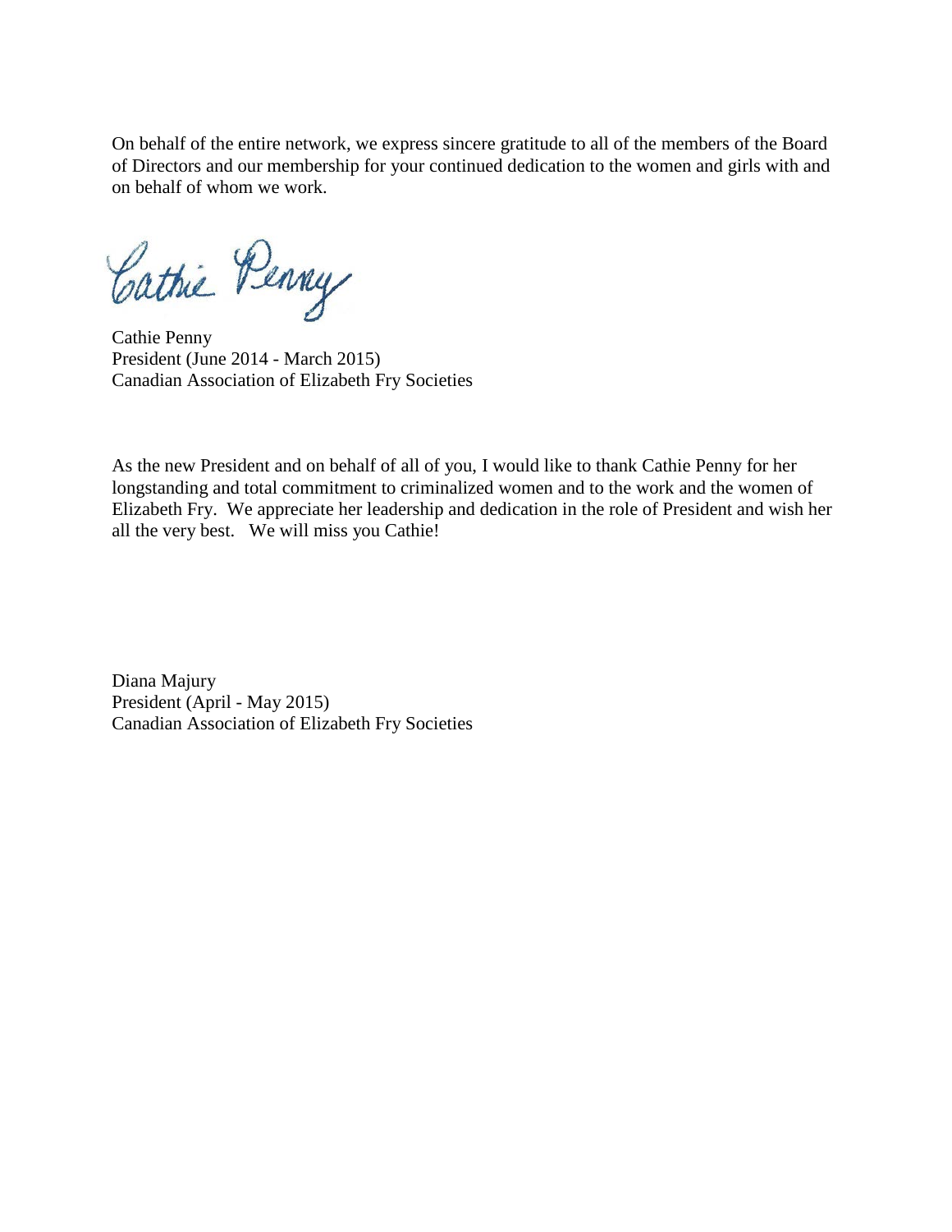On behalf of the entire network, we express sincere gratitude to all of the members of the Board of Directors and our membership for your continued dedication to the women and girls with and on behalf of whom we work.

Cathie Penny  
President (June 2014 - March 2015)  
Canadian Association of Elizabeth Fry Societies

As the new President and on behalf of all of you, I would like to thank Cathie Penny for her longstanding and total commitment to criminalized women and to the work and the women of Elizabeth Fry. We appreciate her leadership and dedication in the role of President and wish her all the very best. We will miss you Cathie!

Diana Majury  
President (April - May 2015)  
Canadian Association of Elizabeth Fry Societies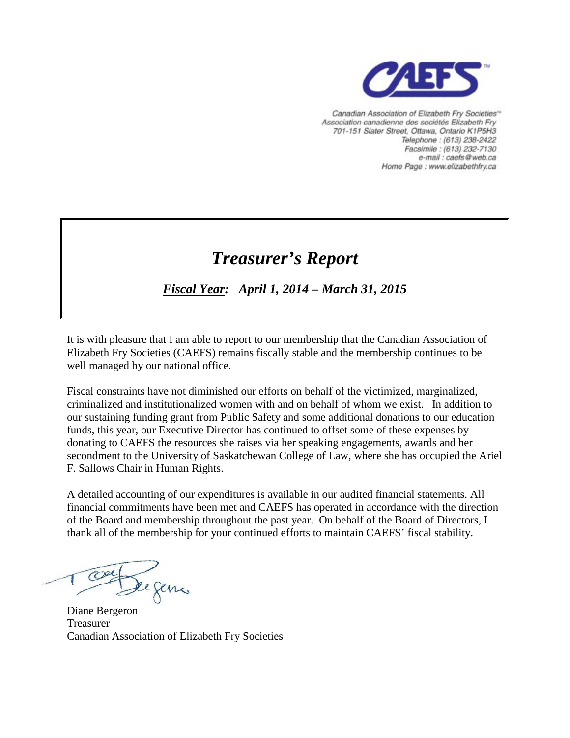Canadian Association of Elizabeth Fry Societies™
Association canadienne des sociétés Elizabeth Fry
701-151 Slater Street, Ottawa, Ontario K1P5H3
Telephone : (613) 238-2422
Facsimile : (613) 232-7130
e-mail : caefs@web.ca
Home Page : www.elizabethfry.ca

# *Treasurer's Report*

***Fiscal Year:*** ***April 1, 2014 – March 31, 2015***

It is with pleasure that I am able to report to our membership that the Canadian Association of Elizabeth Fry Societies (CAEFS) remains fiscally stable and the membership continues to be well managed by our national office.

Fiscal constraints have not diminished our efforts on behalf of the victimized, marginalized, criminalized and institutionalized women with and on behalf of whom we exist. In addition to our sustaining funding grant from Public Safety and some additional donations to our education funds, this year, our Executive Director has continued to offset some of these expenses by donating to CAEFS the resources she raises via her speaking engagements, awards and her secondment to the University of Saskatchewan College of Law, where she has occupied the Ariel F. Sallows Chair in Human Rights.

A detailed accounting of our expenditures is available in our audited financial statements. All financial commitments have been met and CAEFS has operated in accordance with the direction of the Board and membership throughout the past year. On behalf of the Board of Directors, I thank all of the membership for your continued efforts to maintain CAEFS' fiscal stability.

Diane Bergeron
Treasurer
Canadian Association of Elizabeth Fry Societies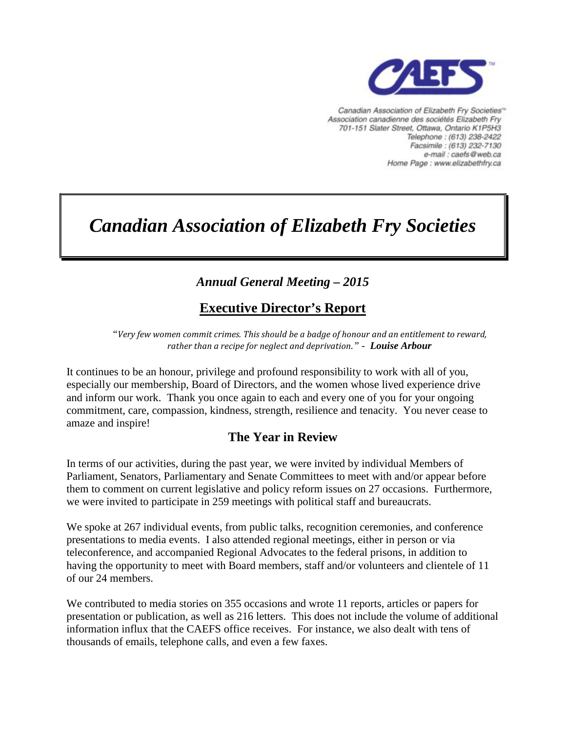Canadian Association of Elizabeth Fry Societies™
Association canadienne des sociétés Elizabeth Fry
701-151 Slater Street, Ottawa, Ontario K1P5H3
Telephone : (613) 238-2422
Facsimile : (613) 232-7130
e-mail : caefs@web.ca
Home Page : www.elizabethfry.ca

# *Canadian Association of Elizabeth Fry Societies*

### *Annual General Meeting – 2015*

## Executive Director's Report

> *"Very few women commit crimes. This should be a badge of honour and an entitlement to reward, rather than a recipe for neglect and deprivation."* - ***Louise Arbour***

It continues to be an honour, privilege and profound responsibility to work with all of you, especially our membership, Board of Directors, and the women whose lived experience drive and inform our work. Thank you once again to each and every one of you for your ongoing commitment, care, compassion, kindness, strength, resilience and tenacity. You never cease to amaze and inspire!

### The Year in Review

In terms of our activities, during the past year, we were invited by individual Members of Parliament, Senators, Parliamentary and Senate Committees to meet with and/or appear before them to comment on current legislative and policy reform issues on 27 occasions. Furthermore, we were invited to participate in 259 meetings with political staff and bureaucrats.

We spoke at 267 individual events, from public talks, recognition ceremonies, and conference presentations to media events. I also attended regional meetings, either in person or via teleconference, and accompanied Regional Advocates to the federal prisons, in addition to having the opportunity to meet with Board members, staff and/or volunteers and clientele of 11 of our 24 members.

We contributed to media stories on 355 occasions and wrote 11 reports, articles or papers for presentation or publication, as well as 216 letters. This does not include the volume of additional information influx that the CAEFS office receives. For instance, we also dealt with tens of thousands of emails, telephone calls, and even a few faxes.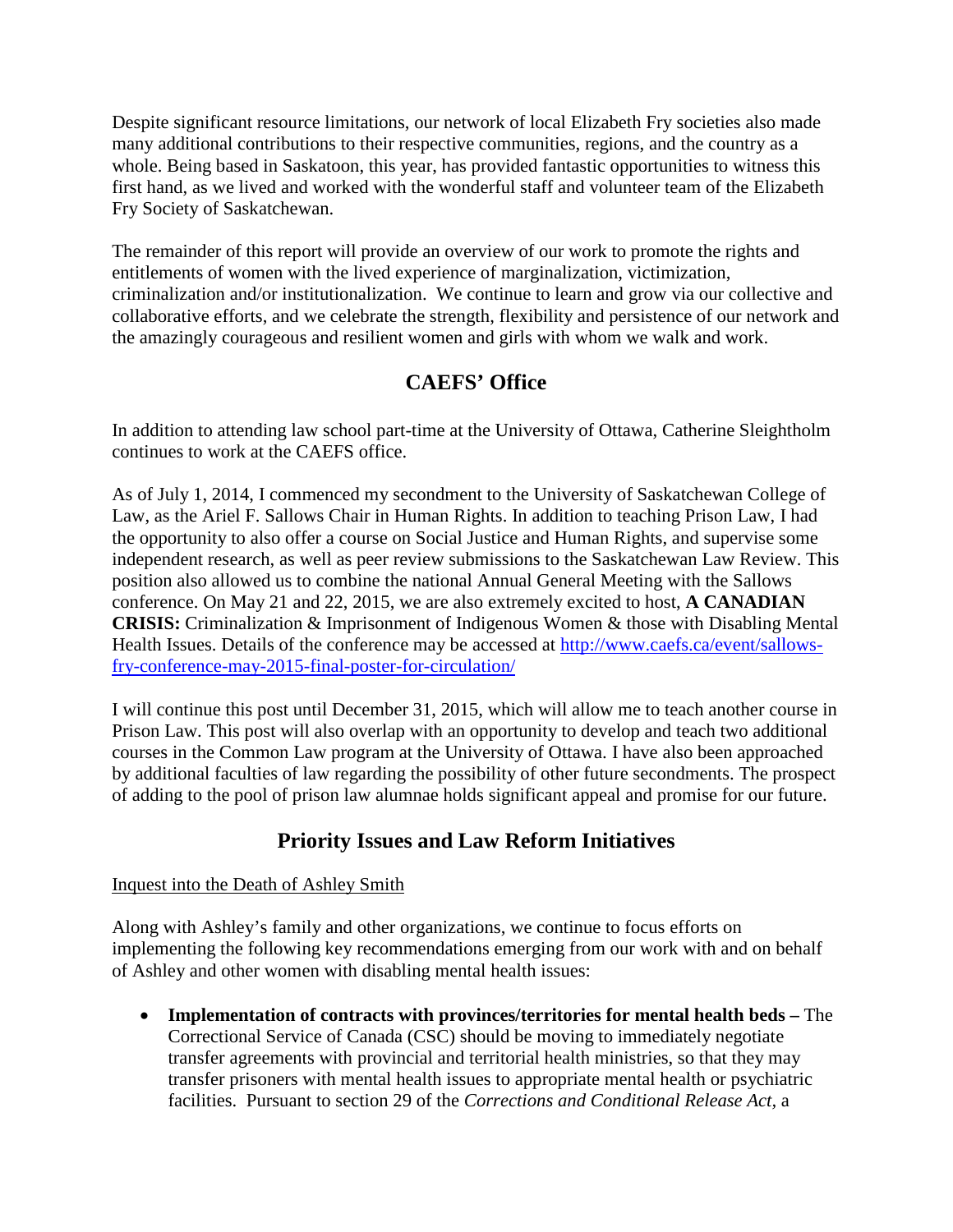Despite significant resource limitations, our network of local Elizabeth Fry societies also made many additional contributions to their respective communities, regions, and the country as a whole. Being based in Saskatoon, this year, has provided fantastic opportunities to witness this first hand, as we lived and worked with the wonderful staff and volunteer team of the Elizabeth Fry Society of Saskatchewan.

The remainder of this report will provide an overview of our work to promote the rights and entitlements of women with the lived experience of marginalization, victimization, criminalization and/or institutionalization. We continue to learn and grow via our collective and collaborative efforts, and we celebrate the strength, flexibility and persistence of our network and the amazingly courageous and resilient women and girls with whom we walk and work.

## CAEFS' Office

In addition to attending law school part-time at the University of Ottawa, Catherine Sleightholm continues to work at the CAEFS office.

As of July 1, 2014, I commenced my secondment to the University of Saskatchewan College of Law, as the Ariel F. Sallows Chair in Human Rights. In addition to teaching Prison Law, I had the opportunity to also offer a course on Social Justice and Human Rights, and supervise some independent research, as well as peer review submissions to the Saskatchewan Law Review. This position also allowed us to combine the national Annual General Meeting with the Sallows conference. On May 21 and 22, 2015, we are also extremely excited to host, **A CANADIAN CRISIS:** Criminalization & Imprisonment of Indigenous Women & those with Disabling Mental Health Issues. Details of the conference may be accessed at [http://www.caefs.ca/event/sallows-fry-conference-may-2015-final-poster-for-circulation/](http://www.caefs.ca/event/sallows-fry-conference-may-2015-final-poster-for-circulation/)

I will continue this post until December 31, 2015, which will allow me to teach another course in Prison Law. This post will also overlap with an opportunity to develop and teach two additional courses in the Common Law program at the University of Ottawa. I have also been approached by additional faculties of law regarding the possibility of other future secondments. The prospect of adding to the pool of prison law alumnae holds significant appeal and promise for our future.

## Priority Issues and Law Reform Initiatives

<u>Inquest into the Death of Ashley Smith</u>

Along with Ashley's family and other organizations, we continue to focus efforts on implementing the following key recommendations emerging from our work with and on behalf of Ashley and other women with disabling mental health issues:

- **Implementation of contracts with provinces/territories for mental health beds –** The Correctional Service of Canada (CSC) should be moving to immediately negotiate transfer agreements with provincial and territorial health ministries, so that they may transfer prisoners with mental health issues to appropriate mental health or psychiatric facilities. Pursuant to section 29 of the *Corrections and Conditional Release Act*, a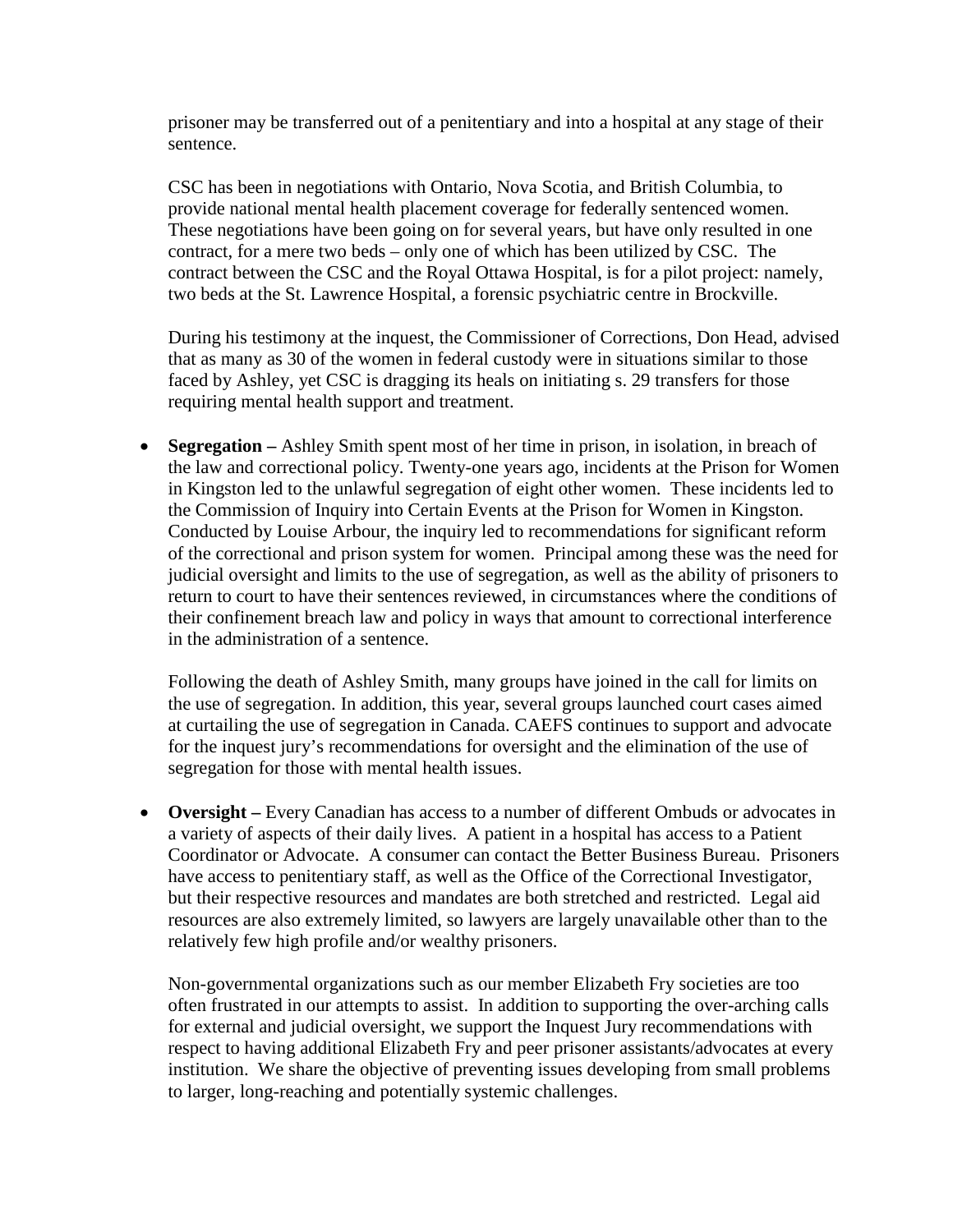prisoner may be transferred out of a penitentiary and into a hospital at any stage of their sentence.

CSC has been in negotiations with Ontario, Nova Scotia, and British Columbia, to provide national mental health placement coverage for federally sentenced women. These negotiations have been going on for several years, but have only resulted in one contract, for a mere two beds – only one of which has been utilized by CSC. The contract between the CSC and the Royal Ottawa Hospital, is for a pilot project: namely, two beds at the St. Lawrence Hospital, a forensic psychiatric centre in Brockville.

During his testimony at the inquest, the Commissioner of Corrections, Don Head, advised that as many as 30 of the women in federal custody were in situations similar to those faced by Ashley, yet CSC is dragging its heals on initiating s. 29 transfers for those requiring mental health support and treatment.

- **Segregation –** Ashley Smith spent most of her time in prison, in isolation, in breach of the law and correctional policy. Twenty-one years ago, incidents at the Prison for Women in Kingston led to the unlawful segregation of eight other women. These incidents led to the Commission of Inquiry into Certain Events at the Prison for Women in Kingston. Conducted by Louise Arbour, the inquiry led to recommendations for significant reform of the correctional and prison system for women. Principal among these was the need for judicial oversight and limits to the use of segregation, as well as the ability of prisoners to return to court to have their sentences reviewed, in circumstances where the conditions of their confinement breach law and policy in ways that amount to correctional interference in the administration of a sentence.

  Following the death of Ashley Smith, many groups have joined in the call for limits on the use of segregation. In addition, this year, several groups launched court cases aimed at curtailing the use of segregation in Canada. CAEFS continues to support and advocate for the inquest jury's recommendations for oversight and the elimination of the use of segregation for those with mental health issues.

- **Oversight –** Every Canadian has access to a number of different Ombuds or advocates in a variety of aspects of their daily lives. A patient in a hospital has access to a Patient Coordinator or Advocate. A consumer can contact the Better Business Bureau. Prisoners have access to penitentiary staff, as well as the Office of the Correctional Investigator, but their respective resources and mandates are both stretched and restricted. Legal aid resources are also extremely limited, so lawyers are largely unavailable other than to the relatively few high profile and/or wealthy prisoners.

  Non-governmental organizations such as our member Elizabeth Fry societies are too often frustrated in our attempts to assist. In addition to supporting the over-arching calls for external and judicial oversight, we support the Inquest Jury recommendations with respect to having additional Elizabeth Fry and peer prisoner assistants/advocates at every institution. We share the objective of preventing issues developing from small problems to larger, long-reaching and potentially systemic challenges.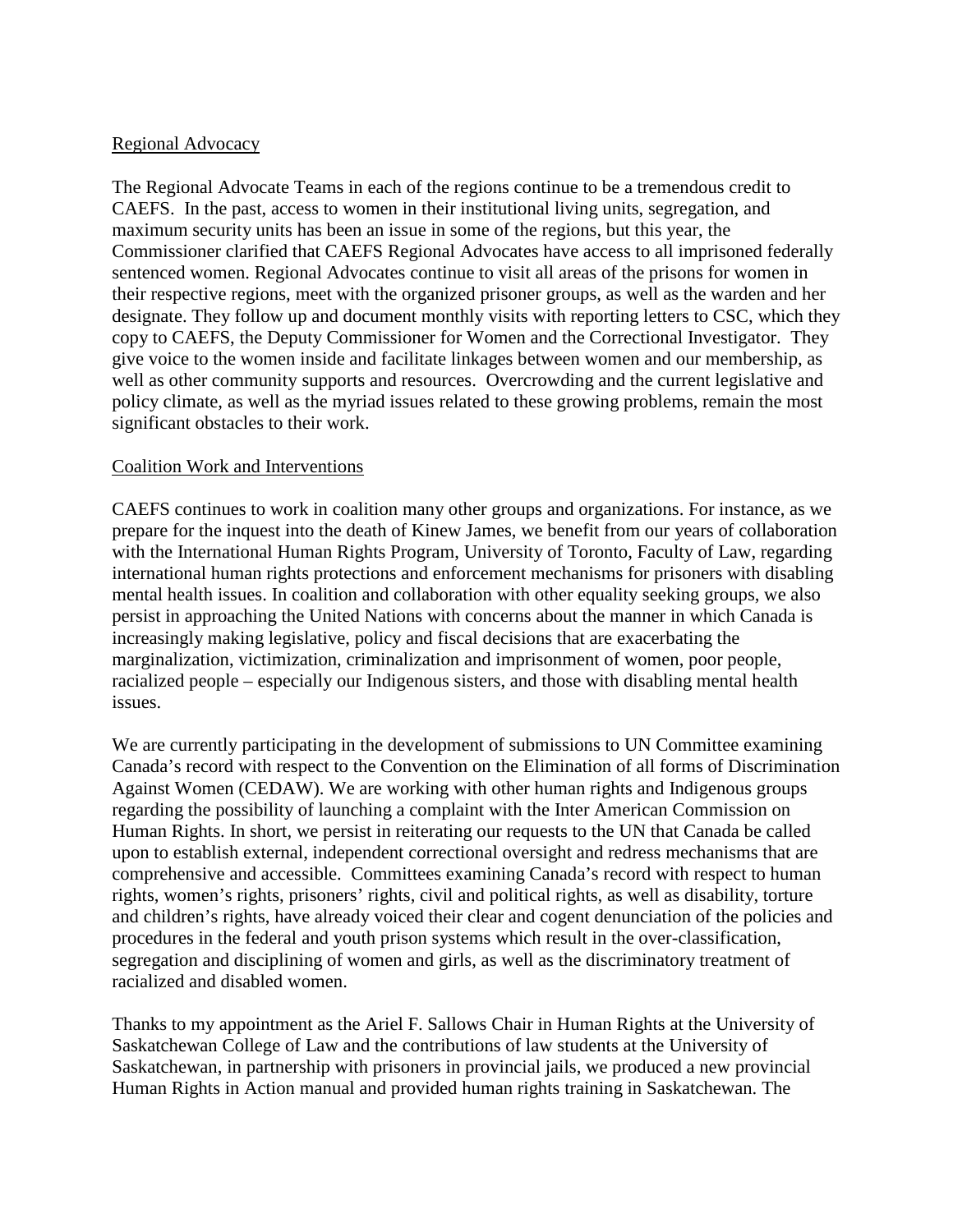## Regional Advocacy

The Regional Advocate Teams in each of the regions continue to be a tremendous credit to CAEFS. In the past, access to women in their institutional living units, segregation, and maximum security units has been an issue in some of the regions, but this year, the Commissioner clarified that CAEFS Regional Advocates have access to all imprisoned federally sentenced women. Regional Advocates continue to visit all areas of the prisons for women in their respective regions, meet with the organized prisoner groups, as well as the warden and her designate. They follow up and document monthly visits with reporting letters to CSC, which they copy to CAEFS, the Deputy Commissioner for Women and the Correctional Investigator. They give voice to the women inside and facilitate linkages between women and our membership, as well as other community supports and resources. Overcrowding and the current legislative and policy climate, as well as the myriad issues related to these growing problems, remain the most significant obstacles to their work.

## Coalition Work and Interventions

CAEFS continues to work in coalition many other groups and organizations. For instance, as we prepare for the inquest into the death of Kinew James, we benefit from our years of collaboration with the International Human Rights Program, University of Toronto, Faculty of Law, regarding international human rights protections and enforcement mechanisms for prisoners with disabling mental health issues. In coalition and collaboration with other equality seeking groups, we also persist in approaching the United Nations with concerns about the manner in which Canada is increasingly making legislative, policy and fiscal decisions that are exacerbating the marginalization, victimization, criminalization and imprisonment of women, poor people, racialized people – especially our Indigenous sisters, and those with disabling mental health issues.

We are currently participating in the development of submissions to UN Committee examining Canada's record with respect to the Convention on the Elimination of all forms of Discrimination Against Women (CEDAW). We are working with other human rights and Indigenous groups regarding the possibility of launching a complaint with the Inter American Commission on Human Rights. In short, we persist in reiterating our requests to the UN that Canada be called upon to establish external, independent correctional oversight and redress mechanisms that are comprehensive and accessible. Committees examining Canada's record with respect to human rights, women's rights, prisoners' rights, civil and political rights, as well as disability, torture and children's rights, have already voiced their clear and cogent denunciation of the policies and procedures in the federal and youth prison systems which result in the over-classification, segregation and disciplining of women and girls, as well as the discriminatory treatment of racialized and disabled women.

Thanks to my appointment as the Ariel F. Sallows Chair in Human Rights at the University of Saskatchewan College of Law and the contributions of law students at the University of Saskatchewan, in partnership with prisoners in provincial jails, we produced a new provincial Human Rights in Action manual and provided human rights training in Saskatchewan. The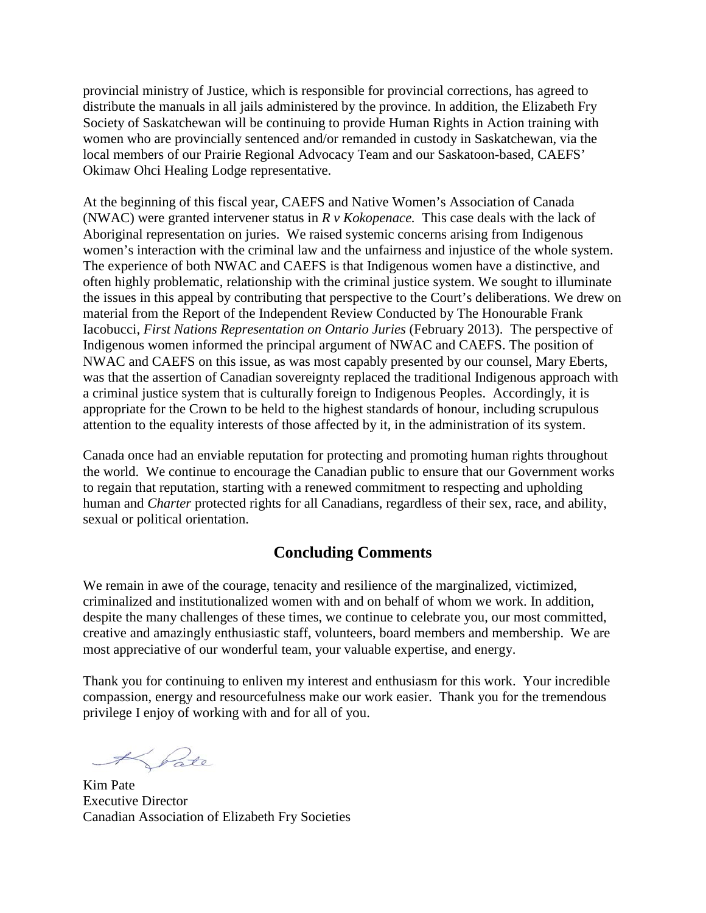provincial ministry of Justice, which is responsible for provincial corrections, has agreed to distribute the manuals in all jails administered by the province. In addition, the Elizabeth Fry Society of Saskatchewan will be continuing to provide Human Rights in Action training with women who are provincially sentenced and/or remanded in custody in Saskatchewan, via the local members of our Prairie Regional Advocacy Team and our Saskatoon-based, CAEFS' Okimaw Ohci Healing Lodge representative.

At the beginning of this fiscal year, CAEFS and Native Women's Association of Canada (NWAC) were granted intervener status in *R v Kokopenace.* This case deals with the lack of Aboriginal representation on juries. We raised systemic concerns arising from Indigenous women's interaction with the criminal law and the unfairness and injustice of the whole system. The experience of both NWAC and CAEFS is that Indigenous women have a distinctive, and often highly problematic, relationship with the criminal justice system. We sought to illuminate the issues in this appeal by contributing that perspective to the Court's deliberations. We drew on material from the Report of the Independent Review Conducted by The Honourable Frank Iacobucci, *First Nations Representation on Ontario Juries* (February 2013). The perspective of Indigenous women informed the principal argument of NWAC and CAEFS. The position of NWAC and CAEFS on this issue, as was most capably presented by our counsel, Mary Eberts, was that the assertion of Canadian sovereignty replaced the traditional Indigenous approach with a criminal justice system that is culturally foreign to Indigenous Peoples. Accordingly, it is appropriate for the Crown to be held to the highest standards of honour, including scrupulous attention to the equality interests of those affected by it, in the administration of its system.

Canada once had an enviable reputation for protecting and promoting human rights throughout the world. We continue to encourage the Canadian public to ensure that our Government works to regain that reputation, starting with a renewed commitment to respecting and upholding human and *Charter* protected rights for all Canadians, regardless of their sex, race, and ability, sexual or political orientation.

## Concluding Comments

We remain in awe of the courage, tenacity and resilience of the marginalized, victimized, criminalized and institutionalized women with and on behalf of whom we work. In addition, despite the many challenges of these times, we continue to celebrate you, our most committed, creative and amazingly enthusiastic staff, volunteers, board members and membership. We are most appreciative of our wonderful team, your valuable expertise, and energy.

Thank you for continuing to enliven my interest and enthusiasm for this work. Your incredible compassion, energy and resourcefulness make our work easier. Thank you for the tremendous privilege I enjoy of working with and for all of you.

Kim Pate
Executive Director
Canadian Association of Elizabeth Fry Societies